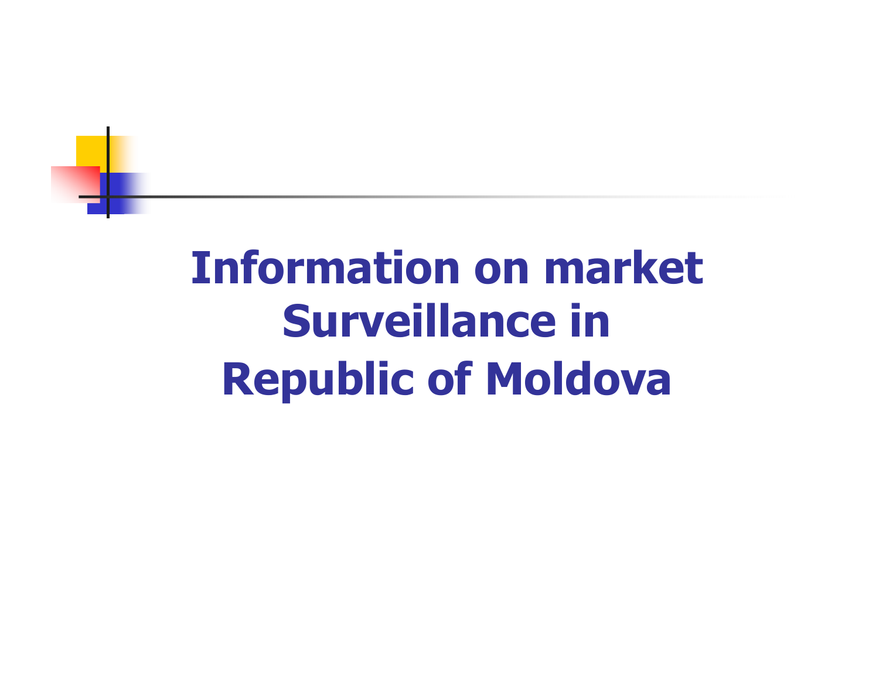# Information on market Surveillance in Republic of Moldova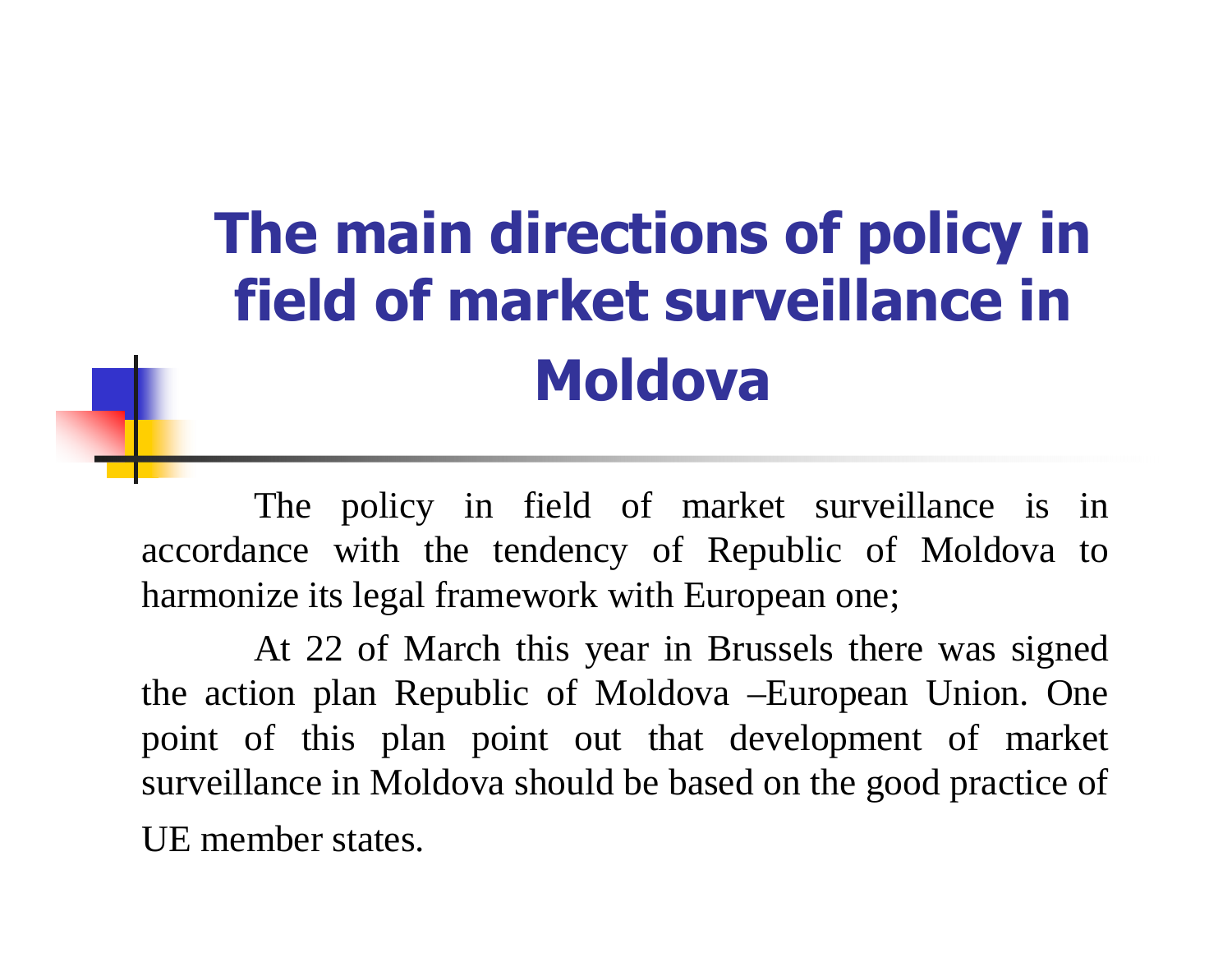# The main directions of policy in field of market surveillance in Moldova

The policy in field of market surveillance is in accordance with the tendency of Republic of Moldova to harmonize its legal framework with European one;

At 22 of March this year in Brussels there was signed the action plan Republic of Moldova –European Union. One point of this plan point out that development of market surveillance in Moldova should be based on the good practice of UE member states.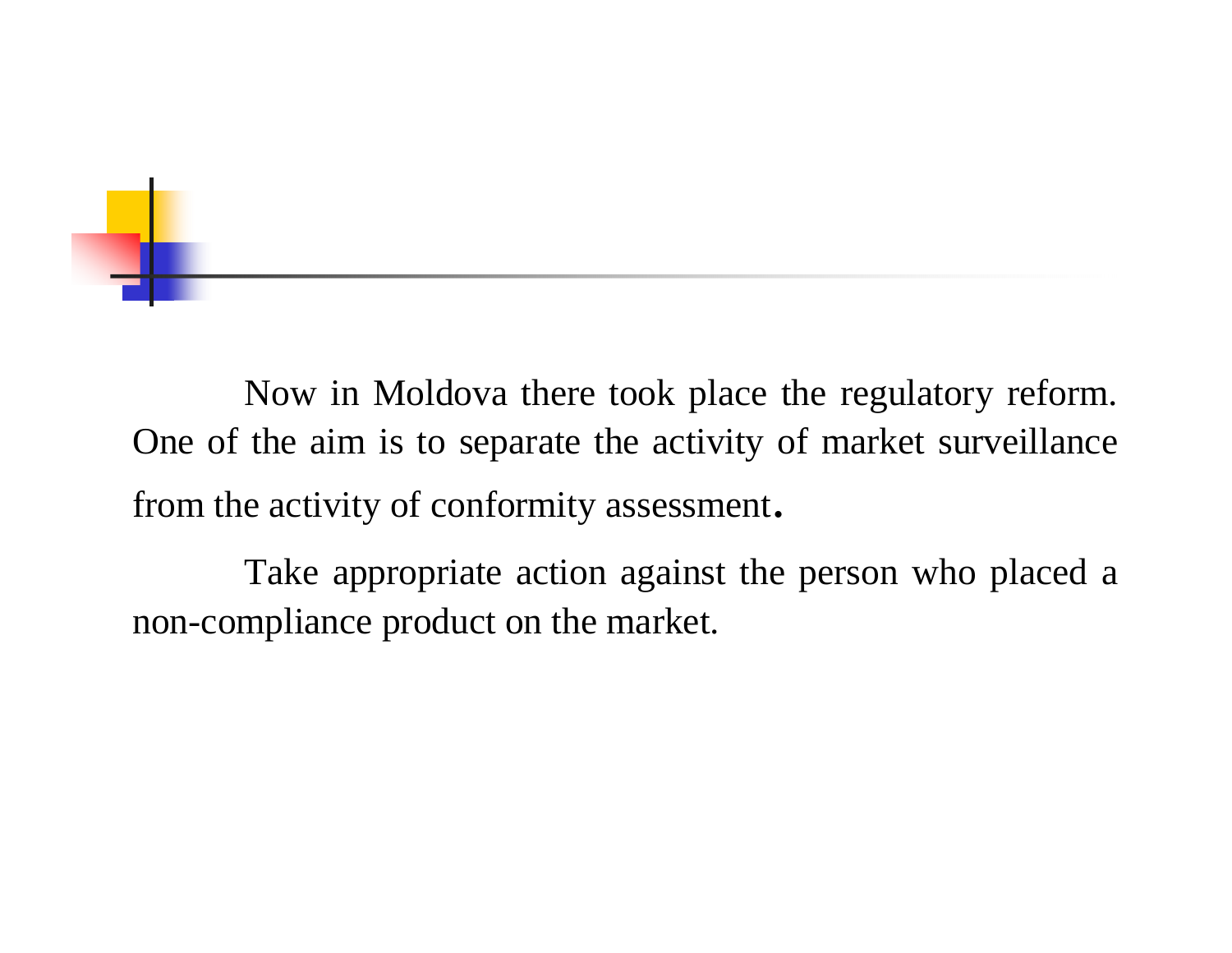Now in Moldova there took place the regulatory reform. One of the aim is to separate the activity of market surveillance from the activity of conformity assessment.

Take appropriate action against the person who placed a non-compliance product on the market.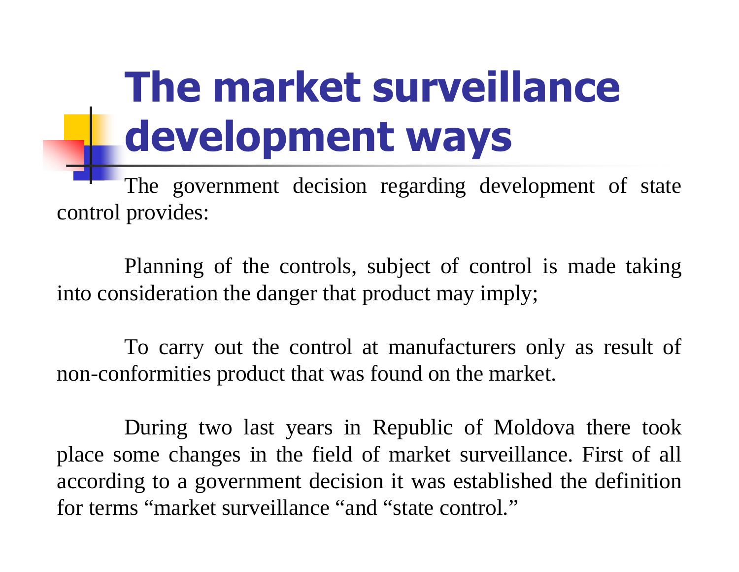# The market surveillance development ways

The government decision regarding development of state control provides:

Planning of the controls, subject of control is made taking into consideration the danger that product may imply;

To carry out the control at manufacturers only as result of non-conformities product that was found on the market.

During two last years in Republic of Moldova there took place some changes in the field of market surveillance. First of all according to a government decision it was established the definition for terms “market surveillance “and “state control.”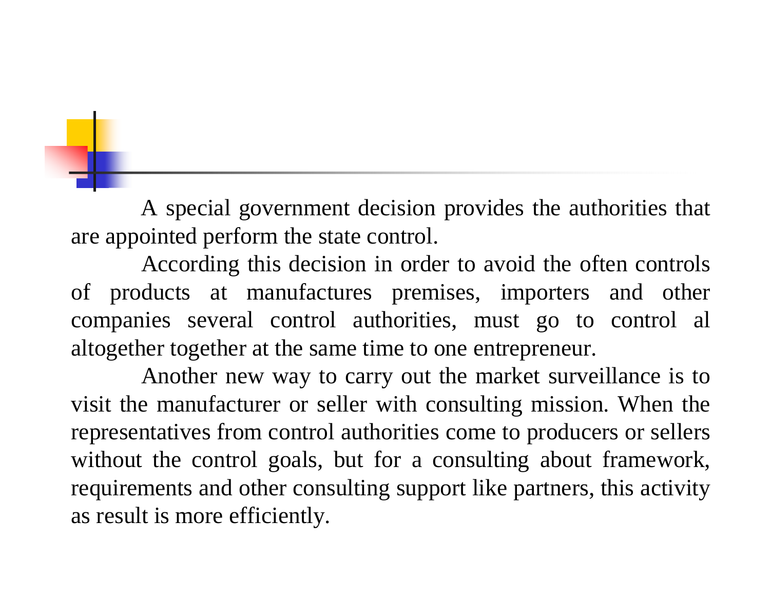A special government decision provides the authorities that are appointed perform the state control.

According this decision in order to avoid the often controls of products at manufactures premises, importers and other companies several control authorities, must go to control al altogether together at the same time to one entrepreneur.

Another new way to carry out the market surveillance is to visit the manufacturer or seller with consulting mission. When the representatives from control authorities come to producers or sellers without the control goals, but for a consulting about framework, requirements and other consulting support like partners, this activity as result is more efficiently.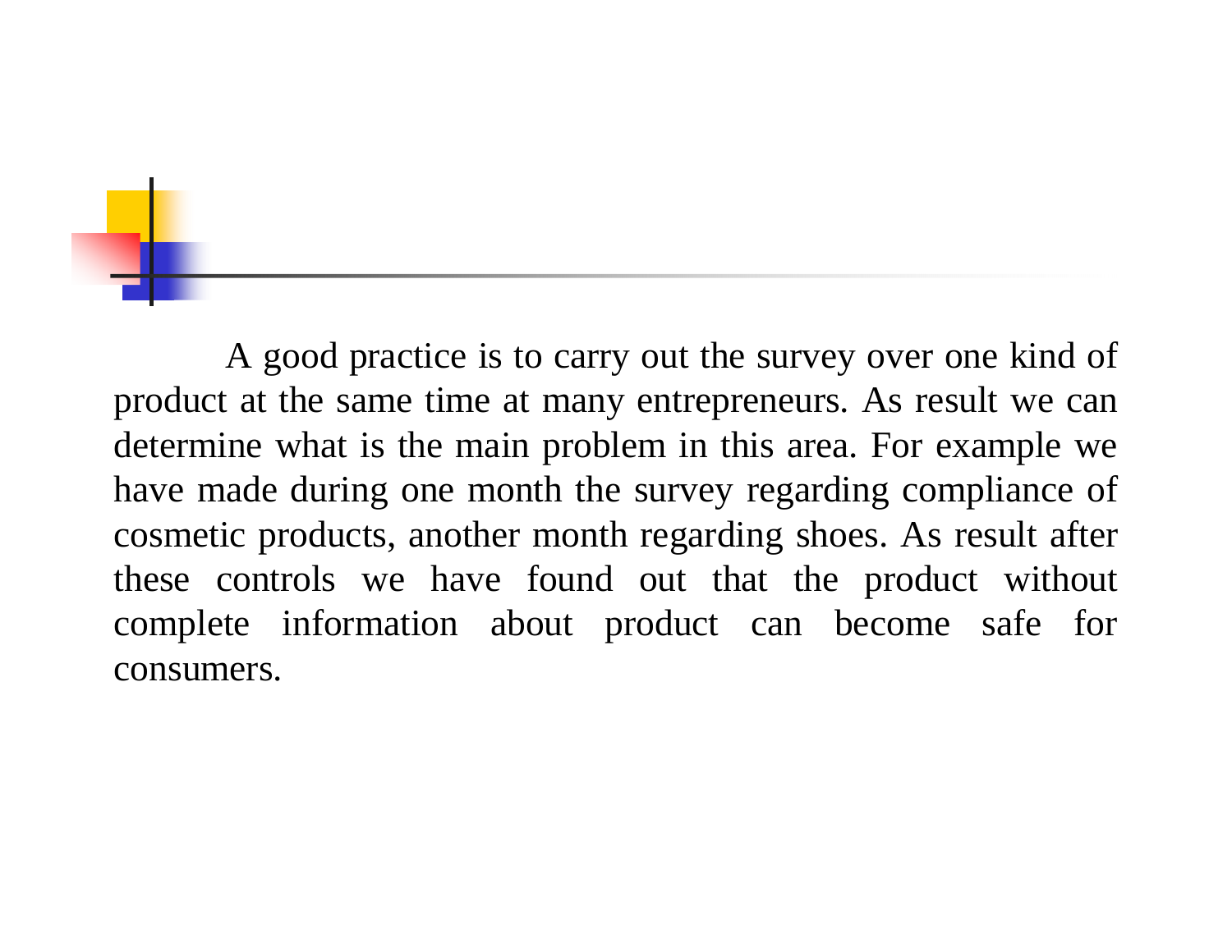A good practice is to carry out the survey over one kind of product at the same time at many entrepreneurs. As result we can determine what is the main problem in this area. For example we have made during one month the survey regarding compliance of cosmetic products, another month regarding shoes. As result after these controls we have found out that the product without complete information about product can become safe for consumers.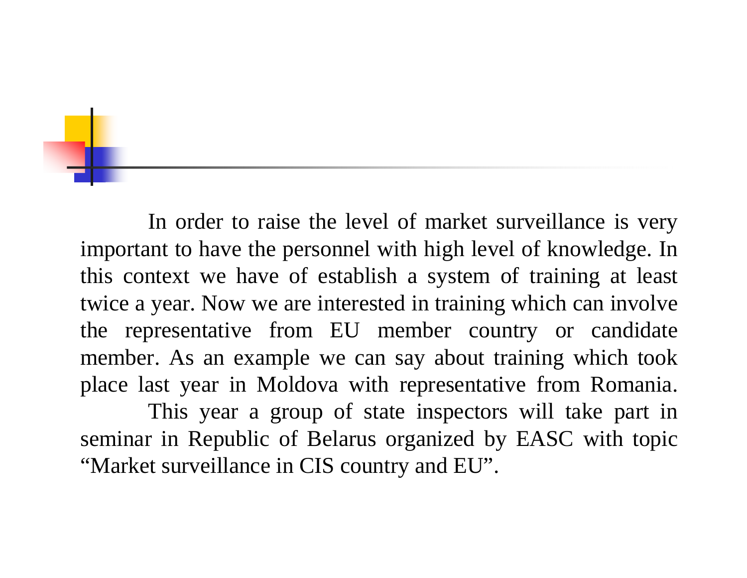In order to raise the level of market surveillance is very important to have the personnel with high level of knowledge. In this context we have of establish a system of training at least twice a year. Now we are interested in training which can involve the representative from EU member country or candidate member. As an example we can say about training which took place last year in Moldova with representative from Romania.

This year a group of state inspectors will take part in seminar in Republic of Belarus organized by EASC with topic "Market surveillance in CIS country and EU".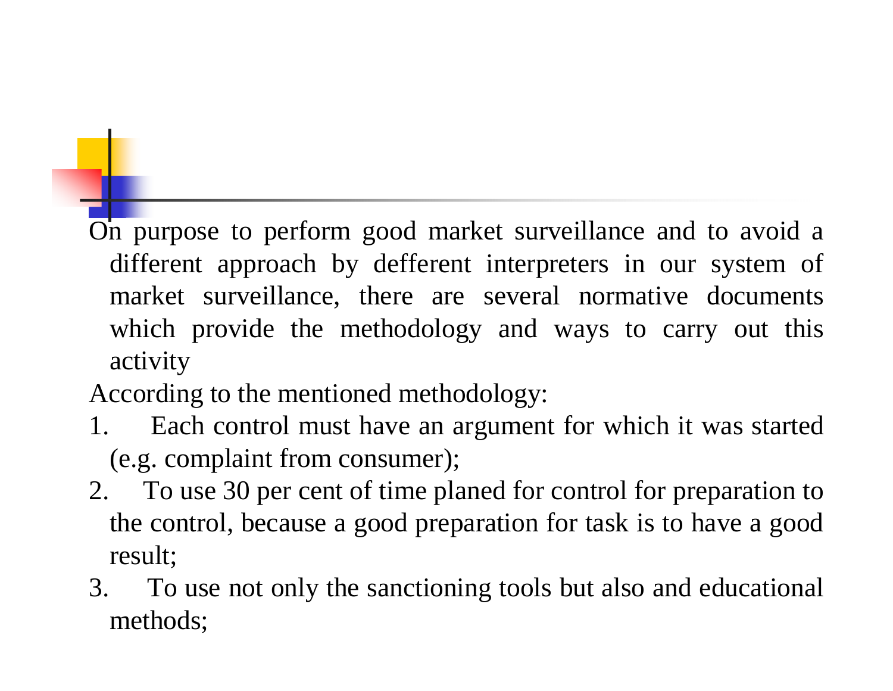On purpose to perform good market surveillance and to avoid a different approach by defferent interpreters in our system of market surveillance, there are several normative documents which provide the methodology and ways to carry out this activity

According to the mentioned methodology:

1. Each control must have an argument for which it was started (e.g. complaint from consumer);
2. To use 30 per cent of time planed for control for preparation to the control, because a good preparation for task is to have a good result;
3. To use not only the sanctioning tools but also and educational methods;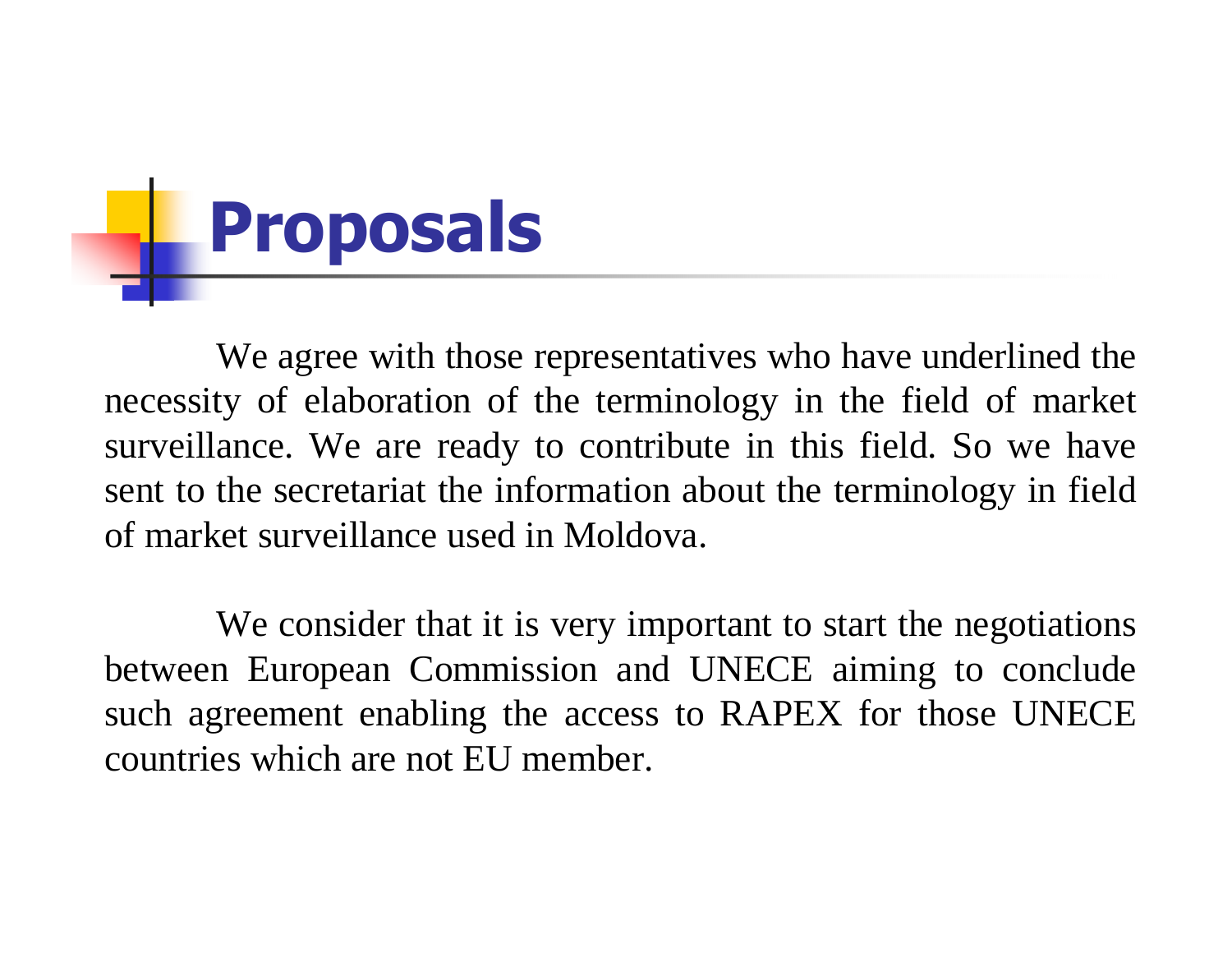# Proposals

We agree with those representatives who have underlined the necessity of elaboration of the terminology in the field of market surveillance. We are ready to contribute in this field. So we have sent to the secretariat the information about the terminology in field of market surveillance used in Moldova.

We consider that it is very important to start the negotiations between European Commission and UNECE aiming to conclude such agreement enabling the access to RAPEX for those UNECE countries which are not EU member.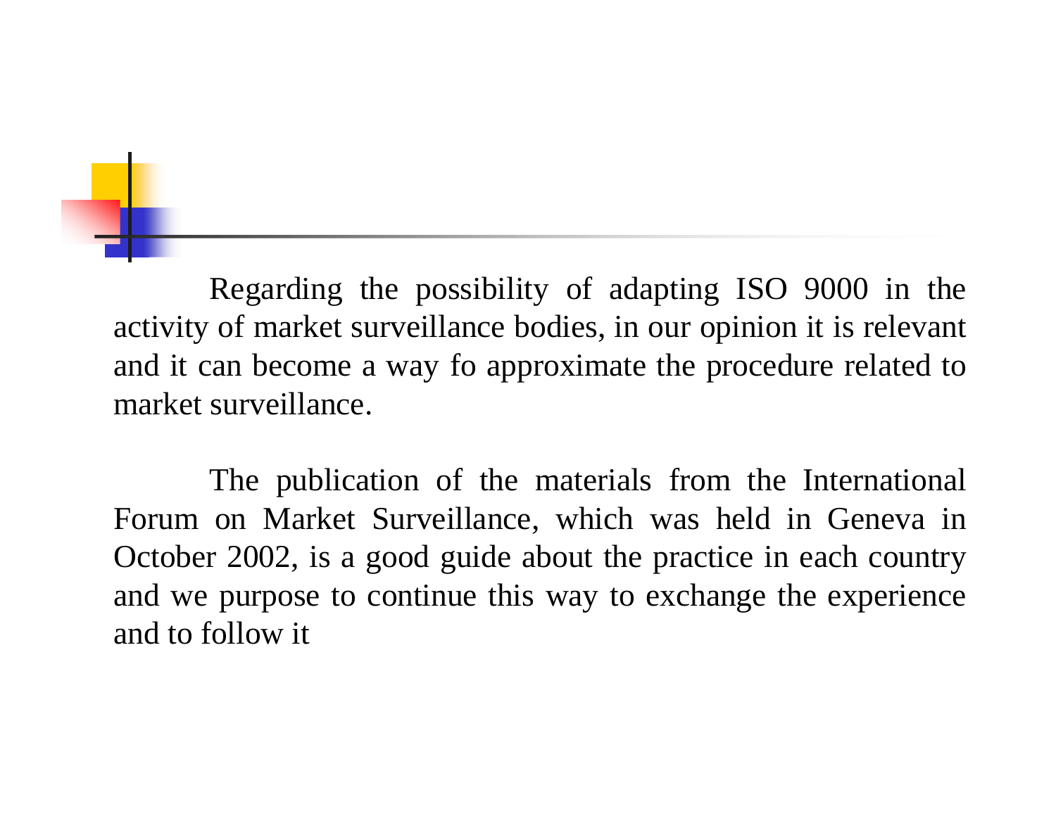Regarding the possibility of adapting ISO 9000 in the activity of market surveillance bodies, in our opinion it is relevant and it can become a way fo approximate the procedure related to market surveillance.

The publication of the materials from the International Forum on Market Surveillance, which was held in Geneva in October 2002, is a good guide about the practice in each country and we purpose to continue this way to exchange the experience and to follow it